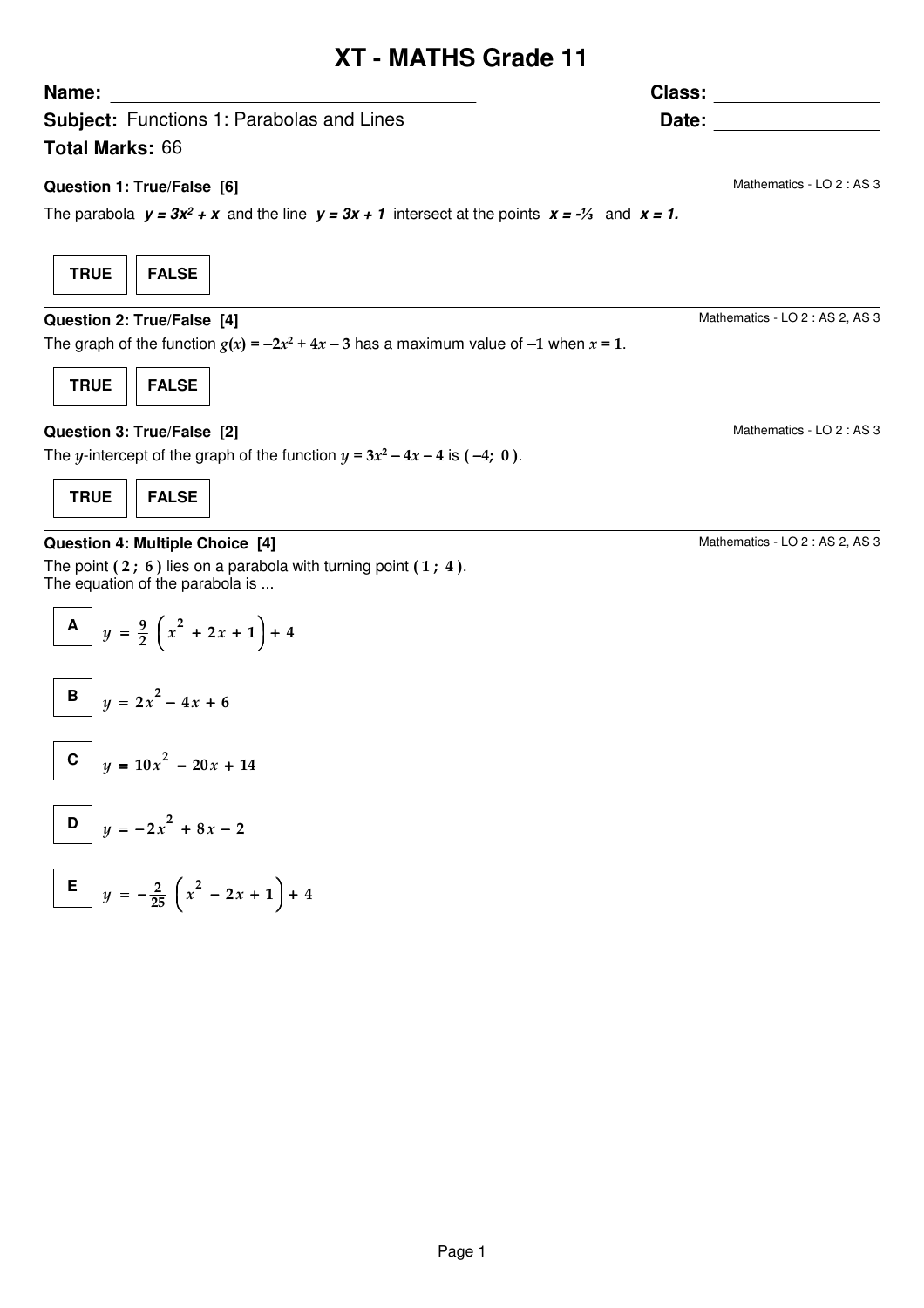# XT - MATHS Grade 11

**Name:** ______________________ **Class:** ______________

**Subject:** Functions 1: Parabolas and Lines **Date:** ______________

**Total Marks:** 66

---

**Question 1: True/False [6]** Mathematics - LO 2 : AS 3

The parabola $y = 3x^2 + x$ and the line $y = 3x + 1$ intersect at the points $x = -\frac{1}{3}$ and $x = 1$.

**TRUE** **FALSE**

---

**Question 2: True/False [4]** Mathematics - LO 2 : AS 2, AS 3

The graph of the function $g(x) = -2x^2 + 4x - 3$ has a maximum value of $-1$ when $x = 1$.

**TRUE** **FALSE**

---

**Question 3: True/False [2]** Mathematics - LO 2 : AS 3

The $y$-intercept of the graph of the function $y = 3x^2 - 4x - 4$ is $(-4;\ 0)$.

**TRUE** **FALSE**

---

**Question 4: Multiple Choice [4]** Mathematics - LO 2 : AS 2, AS 3

The point $(2\ ;\ 6)$ lies on a parabola with turning point $(1\ ;\ 4)$.
The equation of the parabola is ...

**A** $y = \frac{9}{2}\left(x^2 + 2x + 1\right) + 4$

**B** $y = 2x^2 - 4x + 6$

**C** $y = 10x^2 - 20x + 14$

**D** $y = -2x^2 + 8x - 2$

**E** $y = -\frac{2}{25}\left(x^2 - 2x + 1\right) + 4$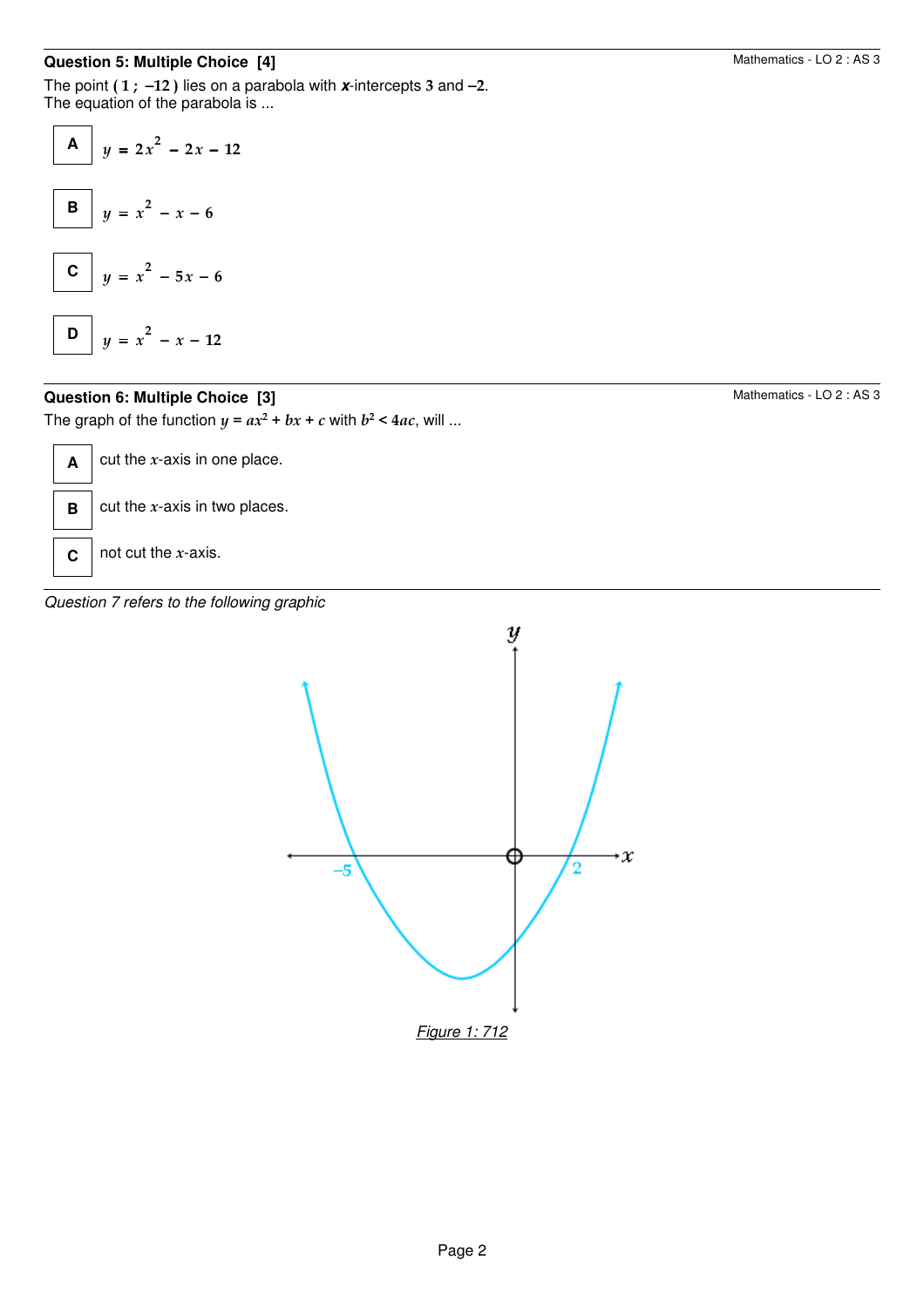**Question 5: Multiple Choice [4]**

Mathematics - LO 2 : AS 3

The point $( 1 ; -12 )$ lies on a parabola with $x$-intercepts $3$ and $-2$.
The equation of the parabola is ...

| | |
|---|---|
| **A** | $y = 2x^2 - 2x - 12$ |
| **B** | $y = x^2 - x - 6$ |
| **C** | $y = x^2 - 5x - 6$ |
| **D** | $y = x^2 - x - 12$ |

**Question 6: Multiple Choice [3]**

Mathematics - LO 2 : AS 3

The graph of the function $y = ax^2 + bx + c$ with $b^2 < 4ac$, will ...

| | |
|---|---|
| **A** | cut the $x$-axis in one place. |
| **B** | cut the $x$-axis in two places. |
| **C** | not cut the $x$-axis. |

*Question 7 refers to the following graphic*

*Figure 1: 712*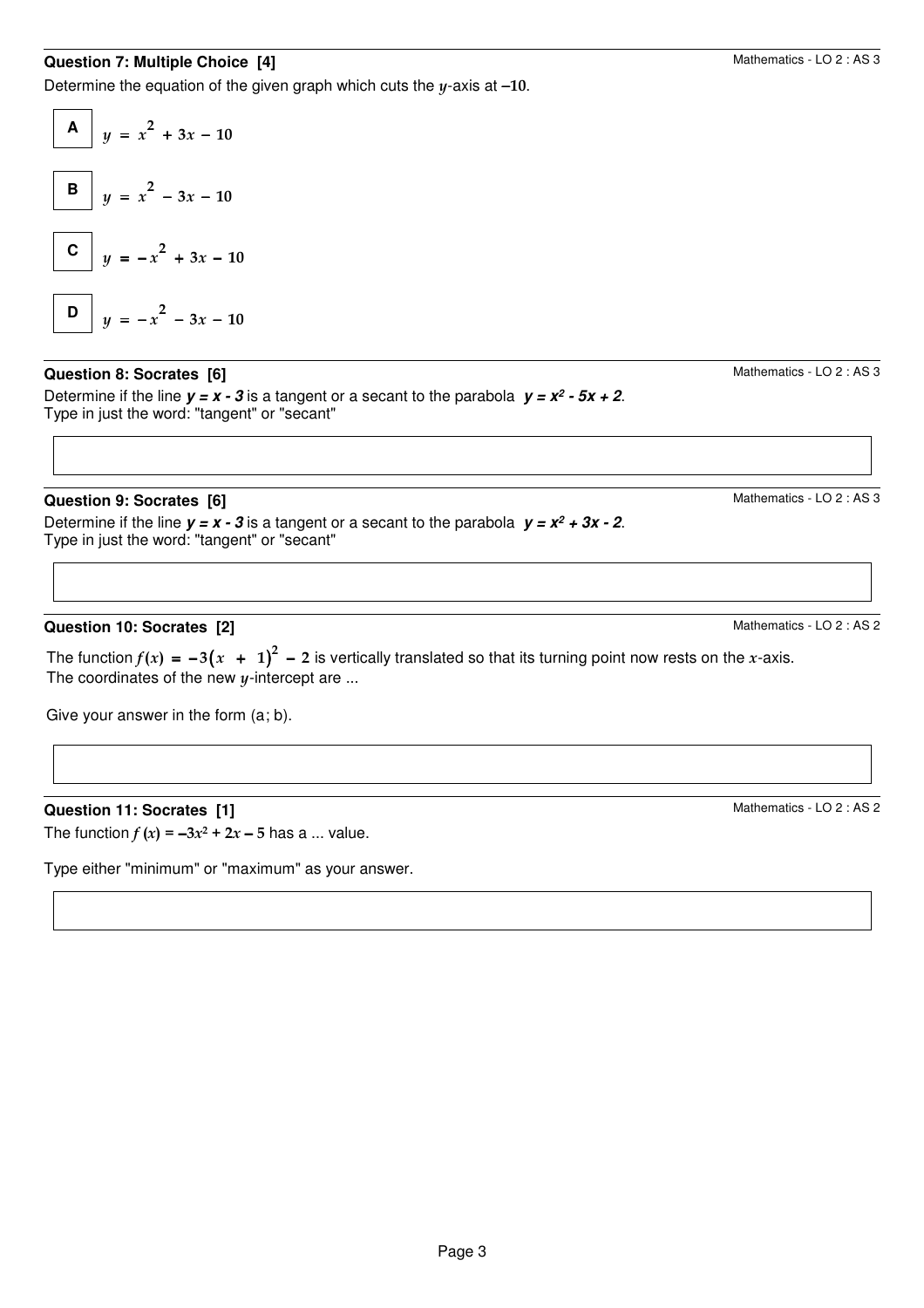### Question 7: Multiple Choice [4]

Mathematics - LO 2 : AS 3

Determine the equation of the given graph which cuts the $y$-axis at $-10$.

**A** $y = x^2 + 3x - 10$

**B** $y = x^2 - 3x - 10$

**C** $y = -x^2 + 3x - 10$

**D** $y = -x^2 - 3x - 10$

### Question 8: Socrates [6]

Mathematics - LO 2 : AS 3

Determine if the line $y = x - 3$ is a tangent or a secant to the parabola $y = x^2 - 5x + 2$.
Type in just the word: "tangent" or "secant"

### Question 9: Socrates [6]

Mathematics - LO 2 : AS 3

Determine if the line $y = x - 3$ is a tangent or a secant to the parabola $y = x^2 + 3x - 2$.
Type in just the word: "tangent" or "secant"

### Question 10: Socrates [2]

Mathematics - LO 2 : AS 2

The function $f(x) = -3(x + 1)^2 - 2$ is vertically translated so that its turning point now rests on the $x$-axis.
The coordinates of the new $y$-intercept are ...

Give your answer in the form (a; b).

### Question 11: Socrates [1]

Mathematics - LO 2 : AS 2

The function $f(x) = -3x^2 + 2x - 5$ has a ... value.

Type either "minimum" or "maximum" as your answer.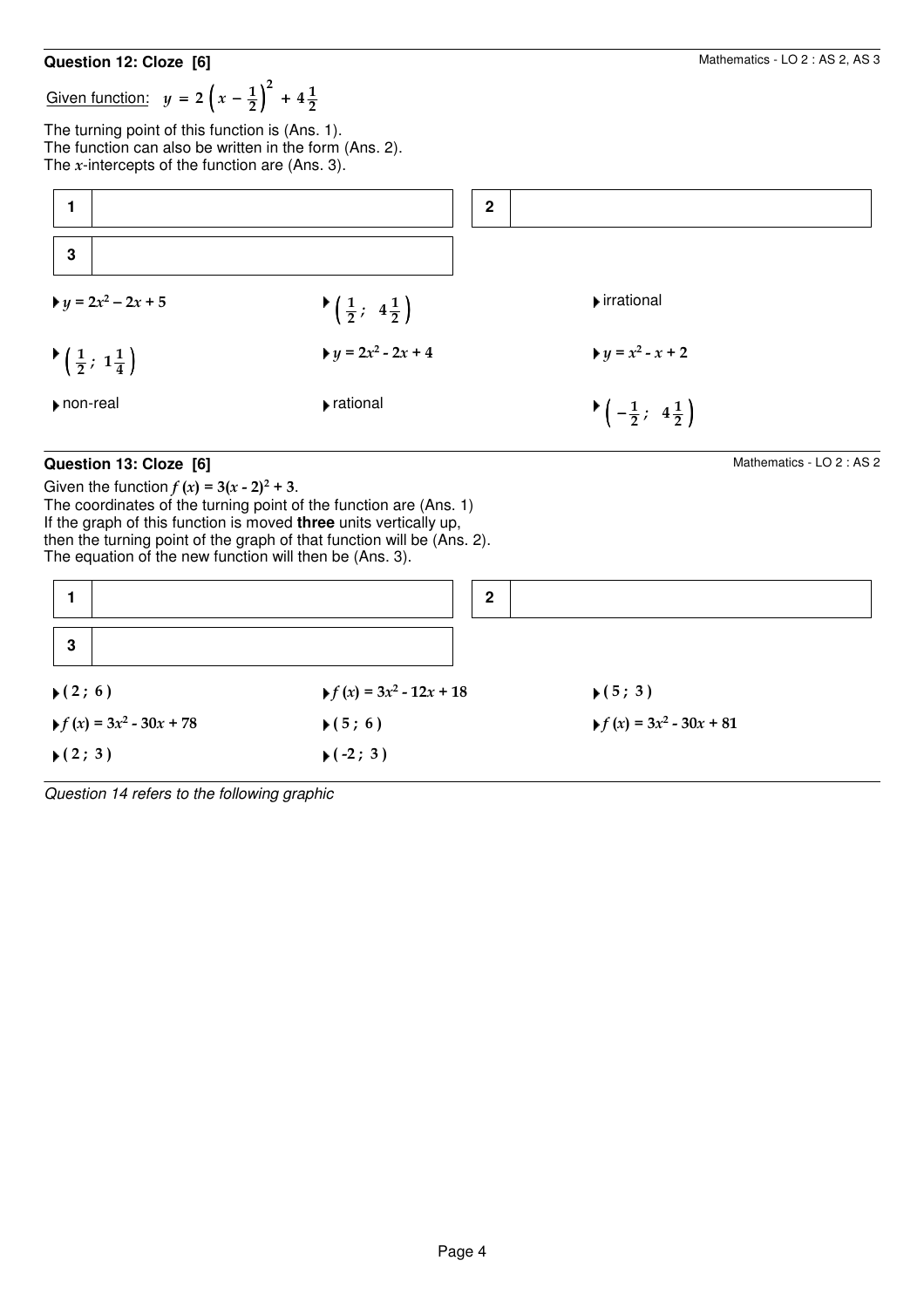**Question 12: Cloze [6]**

Mathematics - LO 2 : AS 2, AS 3

Given function: $y = 2\left(x - \frac{1}{2}\right)^2 + 4\frac{1}{2}$

The turning point of this function is (Ans. 1).
The function can also be written in the form (Ans. 2).
The $x$-intercepts of the function are (Ans. 3).

| 1 | | 2 | |
|---|---|---|---|
| 3 | | | |

- $y = 2x^2 - 2x + 5$
- $\left(\frac{1}{2};\ 4\frac{1}{2}\right)$
- irrational
- $\left(\frac{1}{2};\ 1\frac{1}{4}\right)$
- $y = 2x^2 - 2x + 4$
- $y = x^2 - x + 2$
- non-real
- rational
- $\left(-\frac{1}{2};\ 4\frac{1}{2}\right)$

**Question 13: Cloze [6]**

Mathematics - LO 2 : AS 2

Given the function $f(x) = 3(x - 2)^2 + 3$.
The coordinates of the turning point of the function are (Ans. 1)
If the graph of this function is moved **three** units vertically up,
then the turning point of the graph of that function will be (Ans. 2).
The equation of the new function will then be (Ans. 3).

| 1 | | 2 | |
|---|---|---|---|
| 3 | | | |

- $(2;\ 6)$
- $f(x) = 3x^2 - 12x + 18$
- $(5;\ 3)$
- $f(x) = 3x^2 - 30x + 78$
- $(5;\ 6)$
- $f(x) = 3x^2 - 30x + 81$
- $(2;\ 3)$
- $(-2;\ 3)$

*Question 14 refers to the following graphic*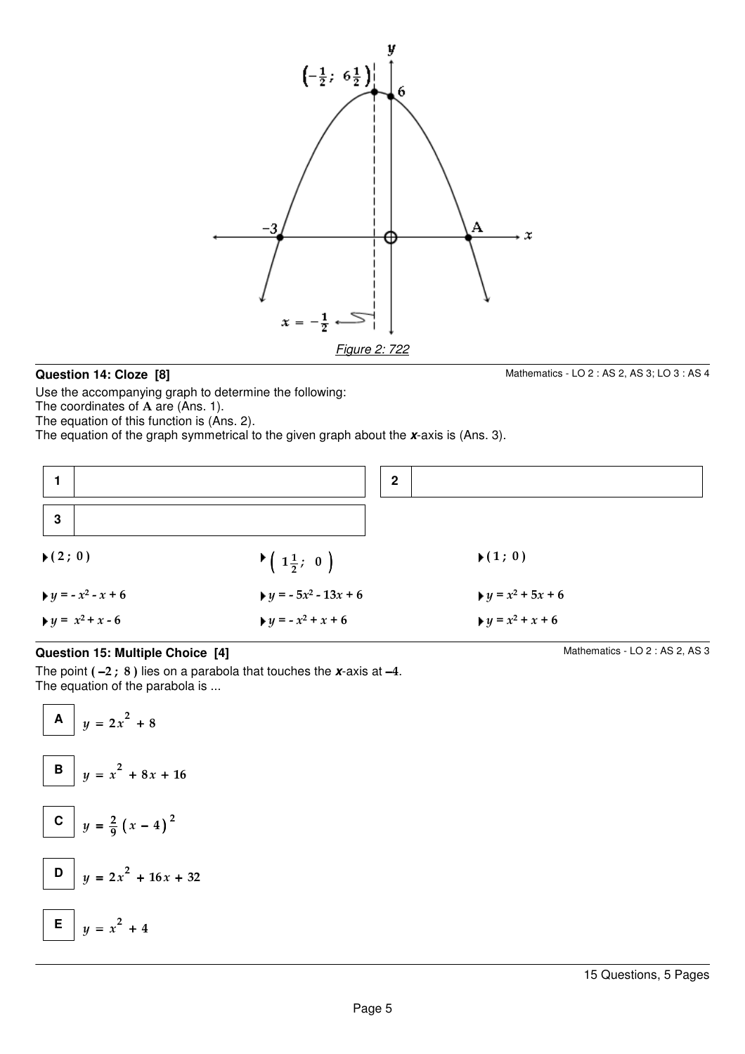$\left(-\frac{1}{2};\ 6\frac{1}{2}\right)$

$y$

6

$-3$

A

$x$

$x = -\frac{1}{2}$

*Figure 2: 722*

## Question 14: Cloze [8]

Mathematics - LO 2 : AS 2, AS 3; LO 3 : AS 4

Use the accompanying graph to determine the following:

The coordinates of **A** are (Ans. 1).

The equation of this function is (Ans. 2).

The equation of the graph symmetrical to the given graph about the ***x***-axis is (Ans. 3).

| | | | |
|---|---|---|---|
| 1 | | 2 | |
| 3 | | | |

- $(2;\ 0)$
- $\left(1\frac{1}{2};\ 0\right)$
- $(1;\ 0)$
- $y = -x^2 - x + 6$
- $y = -5x^2 - 13x + 6$
- $y = x^2 + 5x + 6$
- $y = x^2 + x - 6$
- $y = -x^2 + x + 6$
- $y = x^2 + x + 6$

## Question 15: Multiple Choice [4]

Mathematics - LO 2 : AS 2, AS 3

The point $(-2;\ 8)$ lies on a parabola that touches the ***x***-axis at $-4$.

The equation of the parabola is ...

**A** $y = 2x^2 + 8$

**B** $y = x^2 + 8x + 16$

**C** $y = \frac{2}{9}(x - 4)^2$

**D** $y = 2x^2 + 16x + 32$

**E** $y = x^2 + 4$

15 Questions, 5 Pages